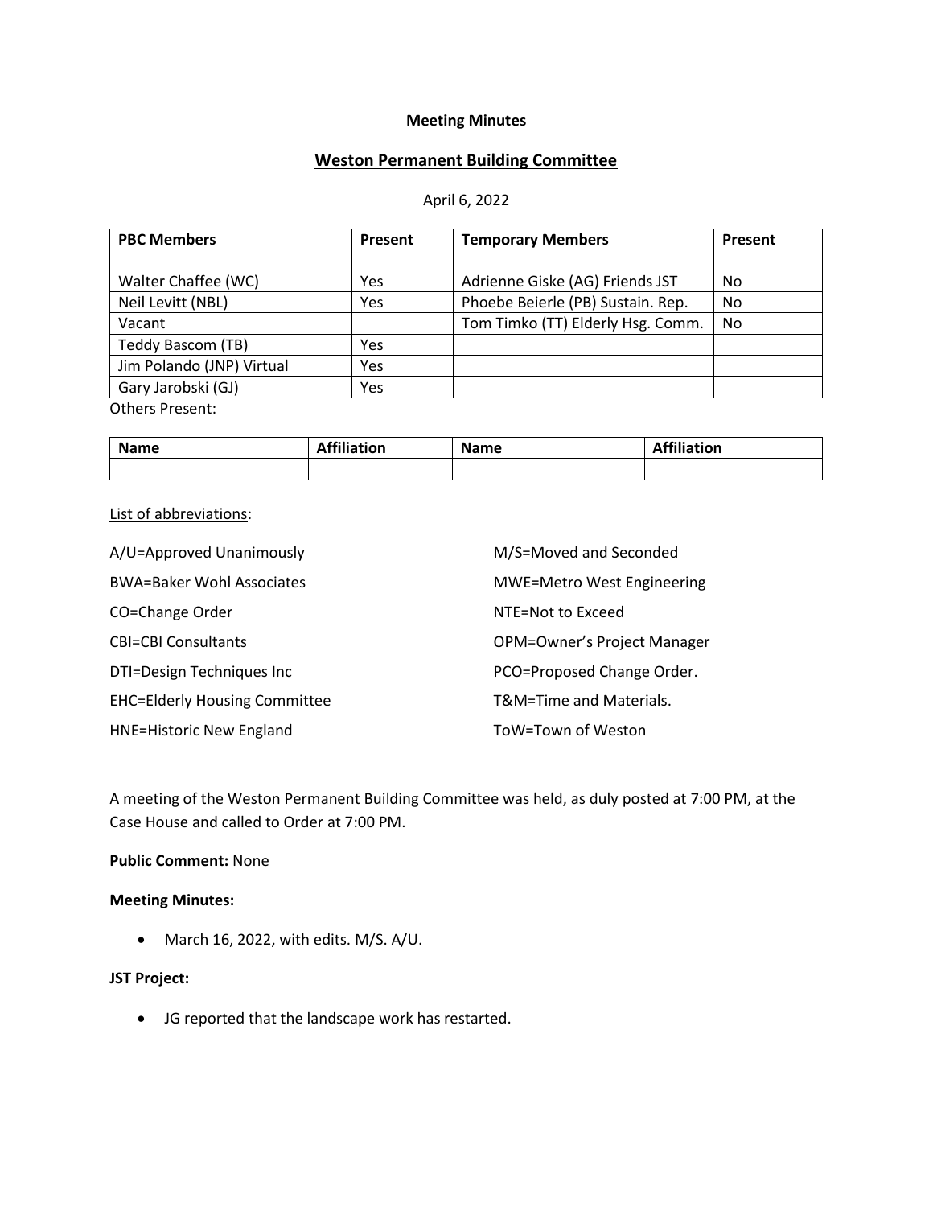**Meeting Minutes**

## Weston Permanent Building Committee

April 6, 2022

| PBC Members | Present | Temporary Members | Present |
|---|---|---|---|
| Walter Chaffee (WC) | Yes | Adrienne Giske (AG) Friends JST | No |
| Neil Levitt (NBL) | Yes | Phoebe Beierle (PB) Sustain. Rep. | No |
| Vacant | | Tom Timko (TT) Elderly Hsg. Comm. | No |
| Teddy Bascom (TB) | Yes | | |
| Jim Polando (JNP) Virtual | Yes | | |
| Gary Jarobski (GJ) | Yes | | |

Others Present:

| Name | Affiliation | Name | Affiliation |
|---|---|---|---|
| | | | |

List of abbreviations:

A/U=Approved Unanimously

BWA=Baker Wohl Associates

CO=Change Order

CBI=CBI Consultants

DTI=Design Techniques Inc

EHC=Elderly Housing Committee

HNE=Historic New England

M/S=Moved and Seconded

MWE=Metro West Engineering

NTE=Not to Exceed

OPM=Owner's Project Manager

PCO=Proposed Change Order.

T&M=Time and Materials.

ToW=Town of Weston

A meeting of the Weston Permanent Building Committee was held, as duly posted at 7:00 PM, at the Case House and called to Order at 7:00 PM.

**Public Comment:** None

**Meeting Minutes:**

- March 16, 2022, with edits. M/S. A/U.

**JST Project:**

- JG reported that the landscape work has restarted.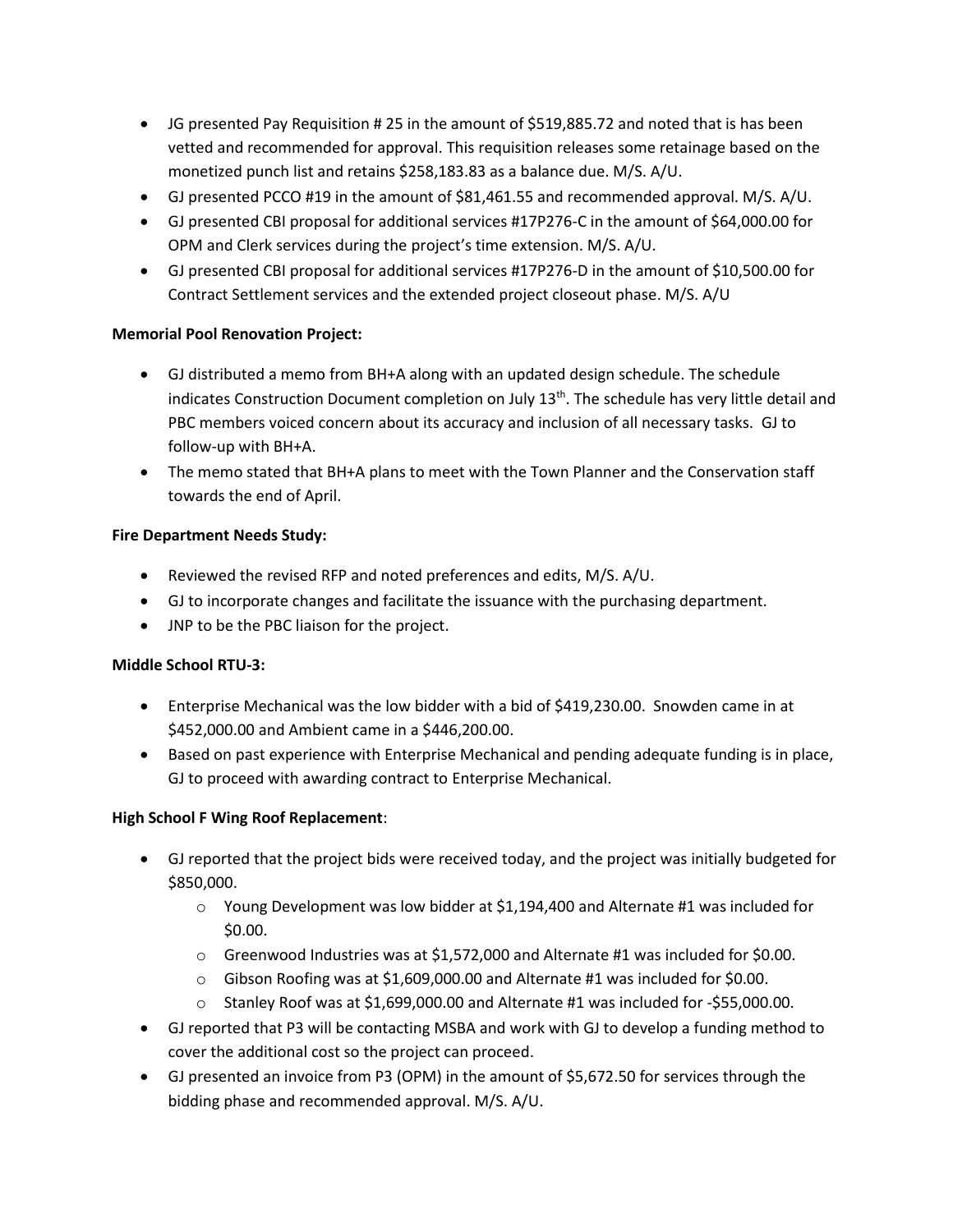- JG presented Pay Requisition # 25 in the amount of $519,885.72 and noted that is has been vetted and recommended for approval. This requisition releases some retainage based on the monetized punch list and retains $258,183.83 as a balance due. M/S. A/U.
- GJ presented PCCO #19 in the amount of $81,461.55 and recommended approval. M/S. A/U.
- GJ presented CBI proposal for additional services #17P276-C in the amount of $64,000.00 for OPM and Clerk services during the project's time extension. M/S. A/U.
- GJ presented CBI proposal for additional services #17P276-D in the amount of $10,500.00 for Contract Settlement services and the extended project closeout phase. M/S. A/U

**Memorial Pool Renovation Project:**

- GJ distributed a memo from BH+A along with an updated design schedule. The schedule indicates Construction Document completion on July 13th. The schedule has very little detail and PBC members voiced concern about its accuracy and inclusion of all necessary tasks. GJ to follow-up with BH+A.
- The memo stated that BH+A plans to meet with the Town Planner and the Conservation staff towards the end of April.

**Fire Department Needs Study:**

- Reviewed the revised RFP and noted preferences and edits, M/S. A/U.
- GJ to incorporate changes and facilitate the issuance with the purchasing department.
- JNP to be the PBC liaison for the project.

**Middle School RTU-3:**

- Enterprise Mechanical was the low bidder with a bid of $419,230.00. Snowden came in at $452,000.00 and Ambient came in a $446,200.00.
- Based on past experience with Enterprise Mechanical and pending adequate funding is in place, GJ to proceed with awarding contract to Enterprise Mechanical.

**High School F Wing Roof Replacement**:

- GJ reported that the project bids were received today, and the project was initially budgeted for $850,000.
  - Young Development was low bidder at $1,194,400 and Alternate #1 was included for $0.00.
  - Greenwood Industries was at $1,572,000 and Alternate #1 was included for $0.00.
  - Gibson Roofing was at $1,609,000.00 and Alternate #1 was included for $0.00.
  - Stanley Roof was at $1,699,000.00 and Alternate #1 was included for -$55,000.00.
- GJ reported that P3 will be contacting MSBA and work with GJ to develop a funding method to cover the additional cost so the project can proceed.
- GJ presented an invoice from P3 (OPM) in the amount of $5,672.50 for services through the bidding phase and recommended approval. M/S. A/U.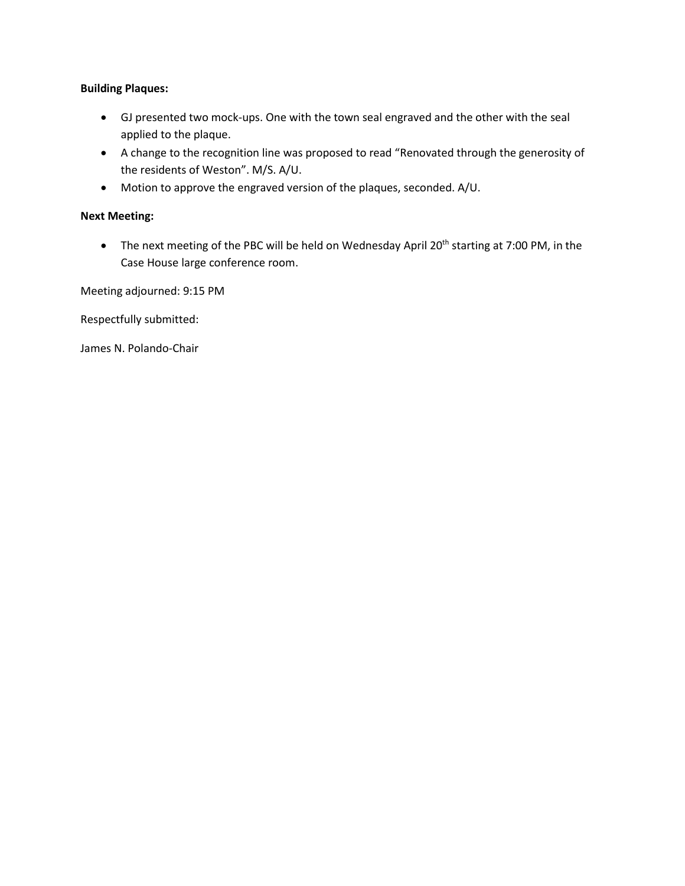**Building Plaques:**

- GJ presented two mock-ups. One with the town seal engraved and the other with the seal applied to the plaque.
- A change to the recognition line was proposed to read "Renovated through the generosity of the residents of Weston". M/S. A/U.
- Motion to approve the engraved version of the plaques, seconded. A/U.

**Next Meeting:**

- The next meeting of the PBC will be held on Wednesday April 20th starting at 7:00 PM, in the Case House large conference room.

Meeting adjourned: 9:15 PM

Respectfully submitted:

James N. Polando-Chair